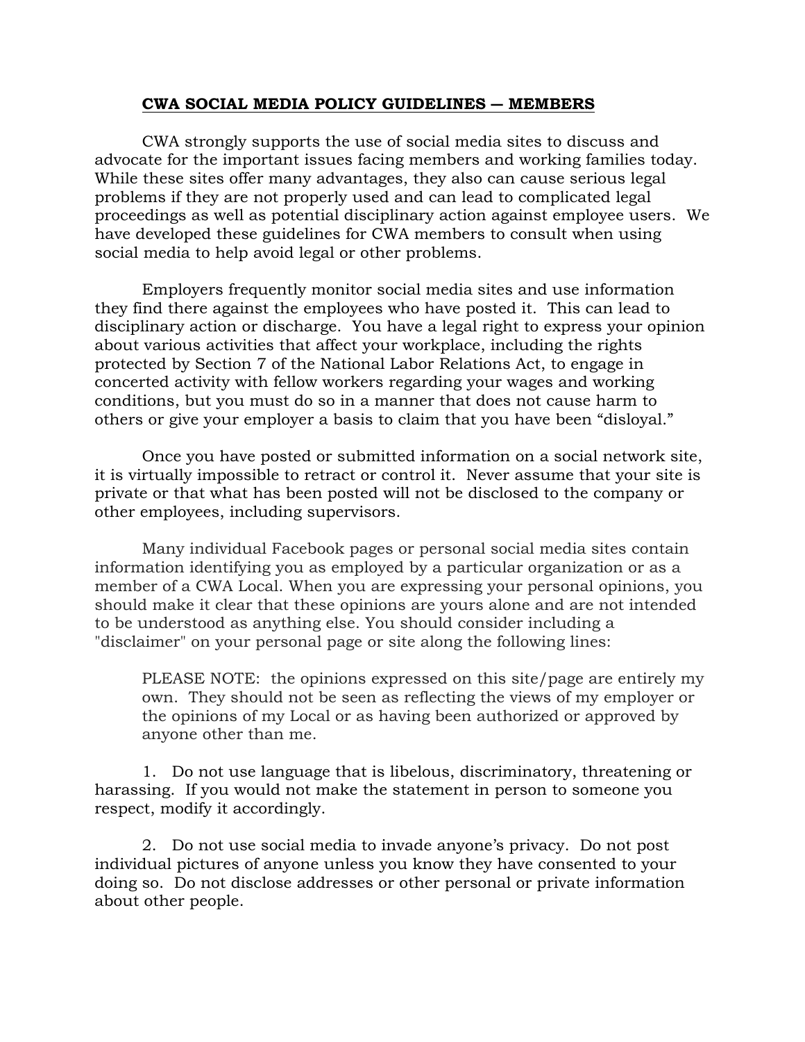## CWA SOCIAL MEDIA POLICY GUIDELINES — MEMBERS

CWA strongly supports the use of social media sites to discuss and advocate for the important issues facing members and working families today. While these sites offer many advantages, they also can cause serious legal problems if they are not properly used and can lead to complicated legal proceedings as well as potential disciplinary action against employee users. We have developed these guidelines for CWA members to consult when using social media to help avoid legal or other problems.

Employers frequently monitor social media sites and use information they find there against the employees who have posted it. This can lead to disciplinary action or discharge. You have a legal right to express your opinion about various activities that affect your workplace, including the rights protected by Section 7 of the National Labor Relations Act, to engage in concerted activity with fellow workers regarding your wages and working conditions, but you must do so in a manner that does not cause harm to others or give your employer a basis to claim that you have been "disloyal."

Once you have posted or submitted information on a social network site, it is virtually impossible to retract or control it. Never assume that your site is private or that what has been posted will not be disclosed to the company or other employees, including supervisors.

Many individual Facebook pages or personal social media sites contain information identifying you as employed by a particular organization or as a member of a CWA Local. When you are expressing your personal opinions, you should make it clear that these opinions are yours alone and are not intended to be understood as anything else. You should consider including a "disclaimer" on your personal page or site along the following lines:

> PLEASE NOTE: the opinions expressed on this site/page are entirely my own. They should not be seen as reflecting the views of my employer or the opinions of my Local or as having been authorized or approved by anyone other than me.

1. Do not use language that is libelous, discriminatory, threatening or harassing. If you would not make the statement in person to someone you respect, modify it accordingly.

2. Do not use social media to invade anyone's privacy. Do not post individual pictures of anyone unless you know they have consented to your doing so. Do not disclose addresses or other personal or private information about other people.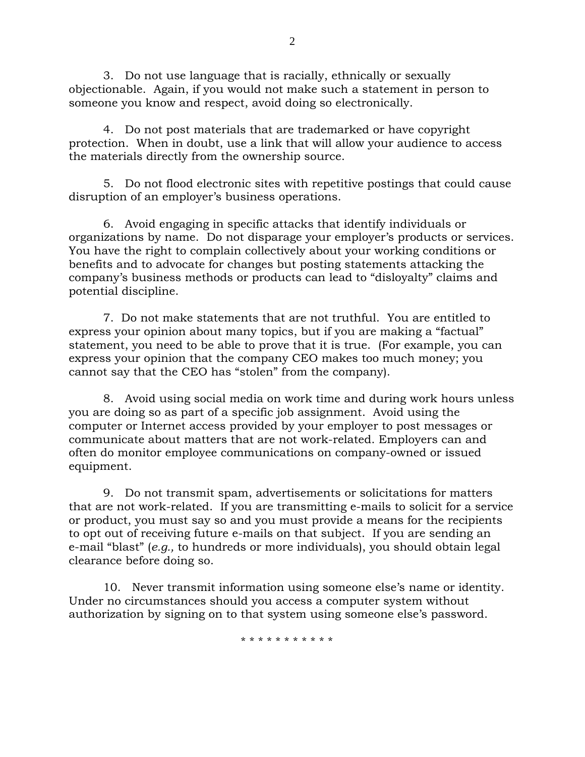3. Do not use language that is racially, ethnically or sexually objectionable. Again, if you would not make such a statement in person to someone you know and respect, avoid doing so electronically.

4. Do not post materials that are trademarked or have copyright protection. When in doubt, use a link that will allow your audience to access the materials directly from the ownership source.

5. Do not flood electronic sites with repetitive postings that could cause disruption of an employer's business operations.

6. Avoid engaging in specific attacks that identify individuals or organizations by name. Do not disparage your employer's products or services. You have the right to complain collectively about your working conditions or benefits and to advocate for changes but posting statements attacking the company's business methods or products can lead to "disloyalty" claims and potential discipline.

7. Do not make statements that are not truthful. You are entitled to express your opinion about many topics, but if you are making a "factual" statement, you need to be able to prove that it is true. (For example, you can express your opinion that the company CEO makes too much money; you cannot say that the CEO has "stolen" from the company).

8. Avoid using social media on work time and during work hours unless you are doing so as part of a specific job assignment. Avoid using the computer or Internet access provided by your employer to post messages or communicate about matters that are not work-related. Employers can and often do monitor employee communications on company-owned or issued equipment.

9. Do not transmit spam, advertisements or solicitations for matters that are not work-related. If you are transmitting e-mails to solicit for a service or product, you must say so and you must provide a means for the recipients to opt out of receiving future e-mails on that subject. If you are sending an e-mail "blast" (*e.g.,* to hundreds or more individuals), you should obtain legal clearance before doing so.

10. Never transmit information using someone else's name or identity. Under no circumstances should you access a computer system without authorization by signing on to that system using someone else's password.

* * * * * * * * * * *